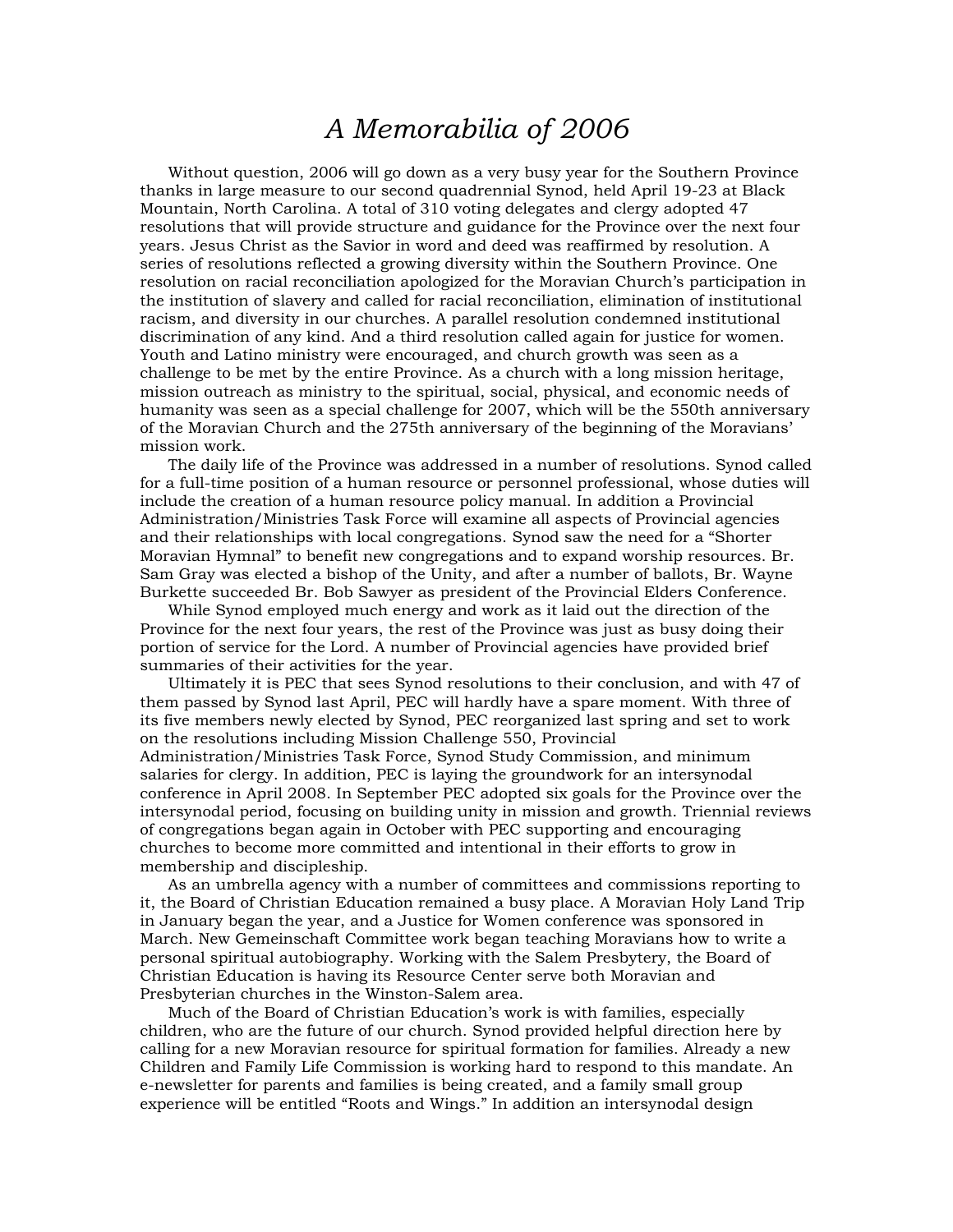# *A Memorabilia of 2006*

Without question, 2006 will go down as a very busy year for the Southern Province thanks in large measure to our second quadrennial Synod, held April 19-23 at Black Mountain, North Carolina. A total of 310 voting delegates and clergy adopted 47 resolutions that will provide structure and guidance for the Province over the next four years. Jesus Christ as the Savior in word and deed was reaffirmed by resolution. A series of resolutions reflected a growing diversity within the Southern Province. One resolution on racial reconciliation apologized for the Moravian Church's participation in the institution of slavery and called for racial reconciliation, elimination of institutional racism, and diversity in our churches. A parallel resolution condemned institutional discrimination of any kind. And a third resolution called again for justice for women. Youth and Latino ministry were encouraged, and church growth was seen as a challenge to be met by the entire Province. As a church with a long mission heritage, mission outreach as ministry to the spiritual, social, physical, and economic needs of humanity was seen as a special challenge for 2007, which will be the 550th anniversary of the Moravian Church and the 275th anniversary of the beginning of the Moravians' mission work.

The daily life of the Province was addressed in a number of resolutions. Synod called for a full-time position of a human resource or personnel professional, whose duties will include the creation of a human resource policy manual. In addition a Provincial Administration/Ministries Task Force will examine all aspects of Provincial agencies and their relationships with local congregations. Synod saw the need for a "Shorter Moravian Hymnal" to benefit new congregations and to expand worship resources. Br. Sam Gray was elected a bishop of the Unity, and after a number of ballots, Br. Wayne Burkette succeeded Br. Bob Sawyer as president of the Provincial Elders Conference.

While Synod employed much energy and work as it laid out the direction of the Province for the next four years, the rest of the Province was just as busy doing their portion of service for the Lord. A number of Provincial agencies have provided brief summaries of their activities for the year.

Ultimately it is PEC that sees Synod resolutions to their conclusion, and with 47 of them passed by Synod last April, PEC will hardly have a spare moment. With three of its five members newly elected by Synod, PEC reorganized last spring and set to work on the resolutions including Mission Challenge 550, Provincial Administration/Ministries Task Force, Synod Study Commission, and minimum salaries for clergy. In addition, PEC is laying the groundwork for an intersynodal conference in April 2008. In September PEC adopted six goals for the Province over the intersynodal period, focusing on building unity in mission and growth. Triennial reviews of congregations began again in October with PEC supporting and encouraging churches to become more committed and intentional in their efforts to grow in membership and discipleship.

As an umbrella agency with a number of committees and commissions reporting to it, the Board of Christian Education remained a busy place. A Moravian Holy Land Trip in January began the year, and a Justice for Women conference was sponsored in March. New Gemeinschaft Committee work began teaching Moravians how to write a personal spiritual autobiography. Working with the Salem Presbytery, the Board of Christian Education is having its Resource Center serve both Moravian and Presbyterian churches in the Winston-Salem area.

Much of the Board of Christian Education's work is with families, especially children, who are the future of our church. Synod provided helpful direction here by calling for a new Moravian resource for spiritual formation for families. Already a new Children and Family Life Commission is working hard to respond to this mandate. An e-newsletter for parents and families is being created, and a family small group experience will be entitled "Roots and Wings." In addition an intersynodal design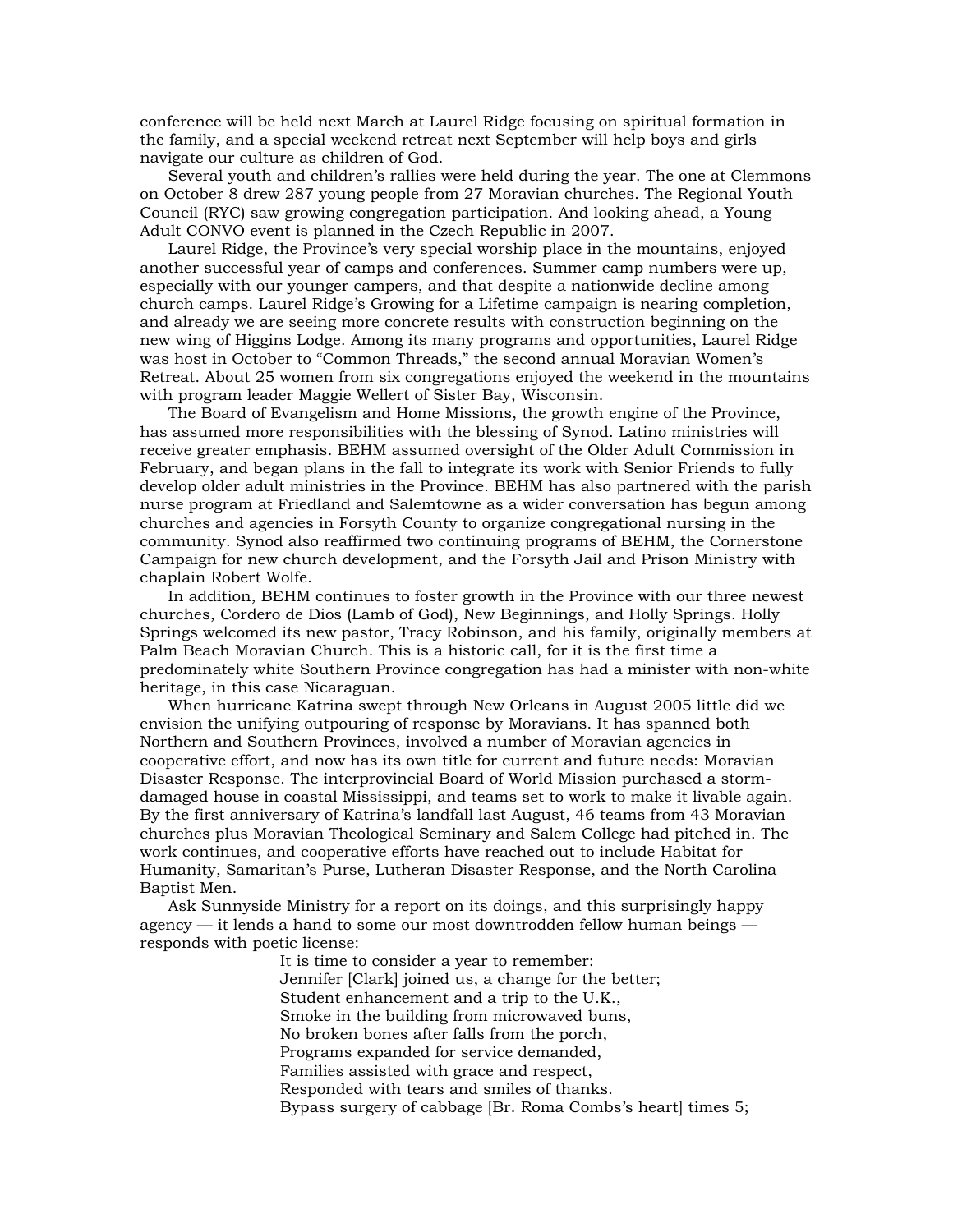conference will be held next March at Laurel Ridge focusing on spiritual formation in the family, and a special weekend retreat next September will help boys and girls navigate our culture as children of God.

Several youth and children's rallies were held during the year. The one at Clemmons on October 8 drew 287 young people from 27 Moravian churches. The Regional Youth Council (RYC) saw growing congregation participation. And looking ahead, a Young Adult CONVO event is planned in the Czech Republic in 2007.

Laurel Ridge, the Province's very special worship place in the mountains, enjoyed another successful year of camps and conferences. Summer camp numbers were up, especially with our younger campers, and that despite a nationwide decline among church camps. Laurel Ridge's Growing for a Lifetime campaign is nearing completion, and already we are seeing more concrete results with construction beginning on the new wing of Higgins Lodge. Among its many programs and opportunities, Laurel Ridge was host in October to "Common Threads," the second annual Moravian Women's Retreat. About 25 women from six congregations enjoyed the weekend in the mountains with program leader Maggie Wellert of Sister Bay, Wisconsin.

The Board of Evangelism and Home Missions, the growth engine of the Province, has assumed more responsibilities with the blessing of Synod. Latino ministries will receive greater emphasis. BEHM assumed oversight of the Older Adult Commission in February, and began plans in the fall to integrate its work with Senior Friends to fully develop older adult ministries in the Province. BEHM has also partnered with the parish nurse program at Friedland and Salemtowne as a wider conversation has begun among churches and agencies in Forsyth County to organize congregational nursing in the community. Synod also reaffirmed two continuing programs of BEHM, the Cornerstone Campaign for new church development, and the Forsyth Jail and Prison Ministry with chaplain Robert Wolfe.

In addition, BEHM continues to foster growth in the Province with our three newest churches, Cordero de Dios (Lamb of God), New Beginnings, and Holly Springs. Holly Springs welcomed its new pastor, Tracy Robinson, and his family, originally members at Palm Beach Moravian Church. This is a historic call, for it is the first time a predominately white Southern Province congregation has had a minister with non-white heritage, in this case Nicaraguan.

When hurricane Katrina swept through New Orleans in August 2005 little did we envision the unifying outpouring of response by Moravians. It has spanned both Northern and Southern Provinces, involved a number of Moravian agencies in cooperative effort, and now has its own title for current and future needs: Moravian Disaster Response. The interprovincial Board of World Mission purchased a storm-damaged house in coastal Mississippi, and teams set to work to make it livable again. By the first anniversary of Katrina's landfall last August, 46 teams from 43 Moravian churches plus Moravian Theological Seminary and Salem College had pitched in. The work continues, and cooperative efforts have reached out to include Habitat for Humanity, Samaritan's Purse, Lutheran Disaster Response, and the North Carolina Baptist Men.

Ask Sunnyside Ministry for a report on its doings, and this surprisingly happy agency — it lends a hand to some our most downtrodden fellow human beings — responds with poetic license:

> It is time to consider a year to remember:
> Jennifer [Clark] joined us, a change for the better;
> Student enhancement and a trip to the U.K.,
> Smoke in the building from microwaved buns,
> No broken bones after falls from the porch,
> Programs expanded for service demanded,
> Families assisted with grace and respect,
> Responded with tears and smiles of thanks.
> Bypass surgery of cabbage [Br. Roma Combs's heart] times 5;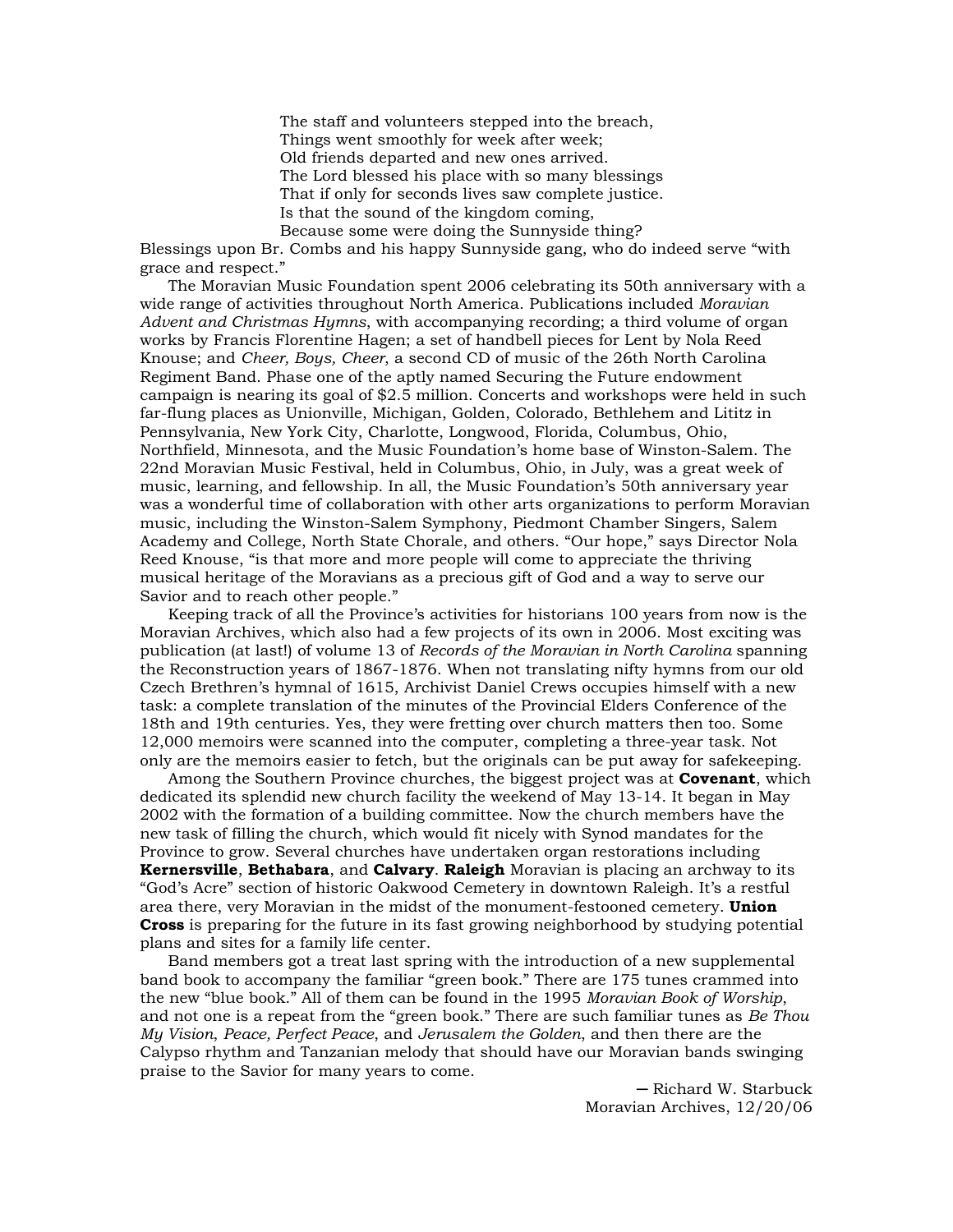The staff and volunteers stepped into the breach,  
Things went smoothly for week after week;  
Old friends departed and new ones arrived.  
The Lord blessed his place with so many blessings  
That if only for seconds lives saw complete justice.  
Is that the sound of the kingdom coming,  
Because some were doing the Sunnyside thing?

Blessings upon Br. Combs and his happy Sunnyside gang, who do indeed serve "with grace and respect."

The Moravian Music Foundation spent 2006 celebrating its 50th anniversary with a wide range of activities throughout North America. Publications included *Moravian Advent and Christmas Hymns*, with accompanying recording; a third volume of organ works by Francis Florentine Hagen; a set of handbell pieces for Lent by Nola Reed Knouse; and *Cheer, Boys, Cheer*, a second CD of music of the 26th North Carolina Regiment Band. Phase one of the aptly named Securing the Future endowment campaign is nearing its goal of $2.5 million. Concerts and workshops were held in such far-flung places as Unionville, Michigan, Golden, Colorado, Bethlehem and Lititz in Pennsylvania, New York City, Charlotte, Longwood, Florida, Columbus, Ohio, Northfield, Minnesota, and the Music Foundation's home base of Winston-Salem. The 22nd Moravian Music Festival, held in Columbus, Ohio, in July, was a great week of music, learning, and fellowship. In all, the Music Foundation's 50th anniversary year was a wonderful time of collaboration with other arts organizations to perform Moravian music, including the Winston-Salem Symphony, Piedmont Chamber Singers, Salem Academy and College, North State Chorale, and others. "Our hope," says Director Nola Reed Knouse, "is that more and more people will come to appreciate the thriving musical heritage of the Moravians as a precious gift of God and a way to serve our Savior and to reach other people."

Keeping track of all the Province's activities for historians 100 years from now is the Moravian Archives, which also had a few projects of its own in 2006. Most exciting was publication (at last!) of volume 13 of *Records of the Moravian in North Carolina* spanning the Reconstruction years of 1867-1876. When not translating nifty hymns from our old Czech Brethren's hymnal of 1615, Archivist Daniel Crews occupies himself with a new task: a complete translation of the minutes of the Provincial Elders Conference of the 18th and 19th centuries. Yes, they were fretting over church matters then too. Some 12,000 memoirs were scanned into the computer, completing a three-year task. Not only are the memoirs easier to fetch, but the originals can be put away for safekeeping.

Among the Southern Province churches, the biggest project was at **Covenant**, which dedicated its splendid new church facility the weekend of May 13-14. It began in May 2002 with the formation of a building committee. Now the church members have the new task of filling the church, which would fit nicely with Synod mandates for the Province to grow. Several churches have undertaken organ restorations including **Kernersville**, **Bethabara**, and **Calvary**. **Raleigh** Moravian is placing an archway to its "God's Acre" section of historic Oakwood Cemetery in downtown Raleigh. It's a restful area there, very Moravian in the midst of the monument-festooned cemetery. **Union Cross** is preparing for the future in its fast growing neighborhood by studying potential plans and sites for a family life center.

Band members got a treat last spring with the introduction of a new supplemental band book to accompany the familiar "green book." There are 175 tunes crammed into the new "blue book." All of them can be found in the 1995 *Moravian Book of Worship*, and not one is a repeat from the "green book." There are such familiar tunes as *Be Thou My Vision*, *Peace, Perfect Peace*, and *Jerusalem the Golden*, and then there are the Calypso rhythm and Tanzanian melody that should have our Moravian bands swinging praise to the Savior for many years to come.

— Richard W. Starbuck  
Moravian Archives, 12/20/06